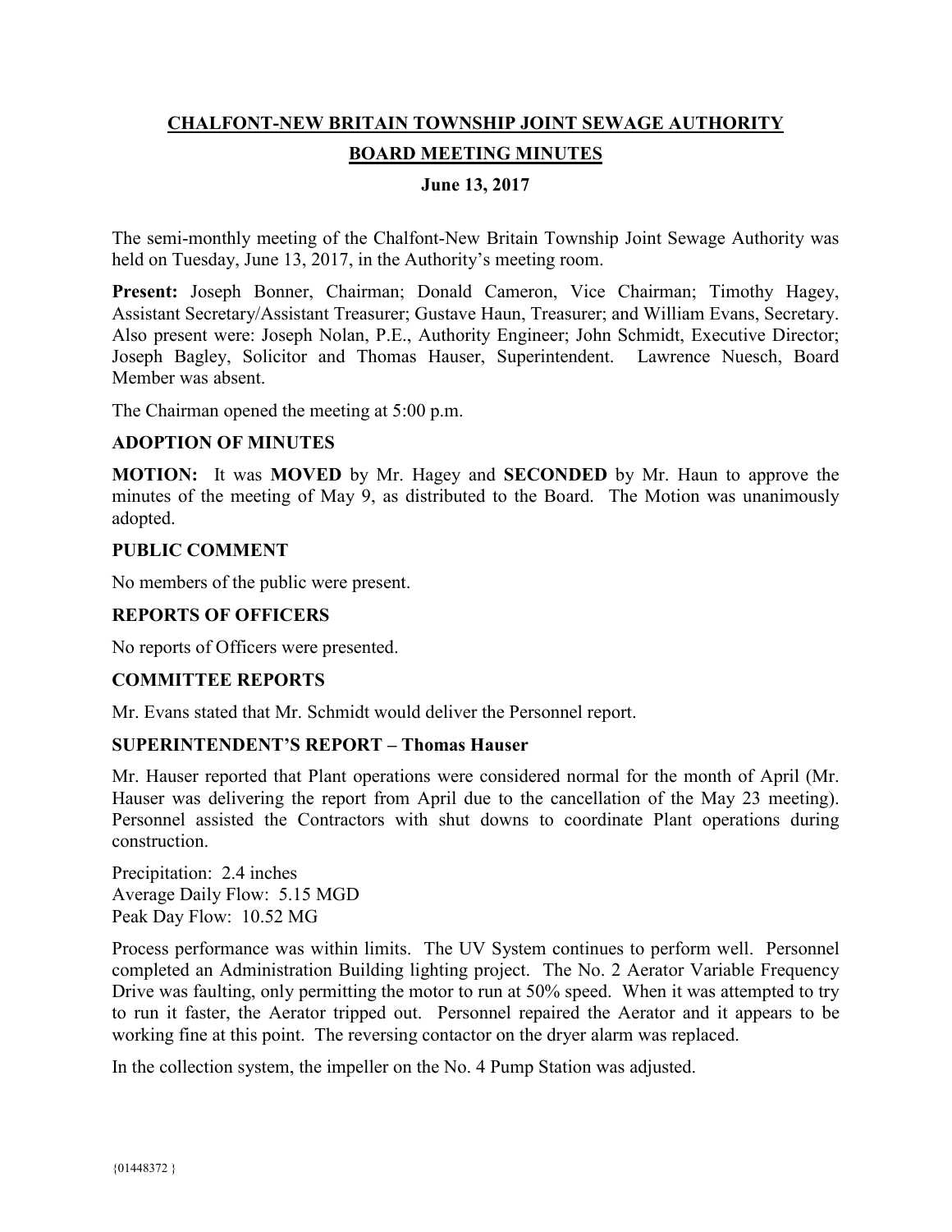# CHALFONT-NEW BRITAIN TOWNSHIP JOINT SEWAGE AUTHORITY

## BOARD MEETING MINUTES

**June 13, 2017**

The semi-monthly meeting of the Chalfont-New Britain Township Joint Sewage Authority was held on Tuesday, June 13, 2017, in the Authority's meeting room.

**Present:** Joseph Bonner, Chairman; Donald Cameron, Vice Chairman; Timothy Hagey, Assistant Secretary/Assistant Treasurer; Gustave Haun, Treasurer; and William Evans, Secretary. Also present were: Joseph Nolan, P.E., Authority Engineer; John Schmidt, Executive Director; Joseph Bagley, Solicitor and Thomas Hauser, Superintendent. Lawrence Nuesch, Board Member was absent.

The Chairman opened the meeting at 5:00 p.m.

### ADOPTION OF MINUTES

**MOTION:** It was **MOVED** by Mr. Hagey and **SECONDED** by Mr. Haun to approve the minutes of the meeting of May 9, as distributed to the Board. The Motion was unanimously adopted.

### PUBLIC COMMENT

No members of the public were present.

### REPORTS OF OFFICERS

No reports of Officers were presented.

### COMMITTEE REPORTS

Mr. Evans stated that Mr. Schmidt would deliver the Personnel report.

### SUPERINTENDENT'S REPORT – Thomas Hauser

Mr. Hauser reported that Plant operations were considered normal for the month of April (Mr. Hauser was delivering the report from April due to the cancellation of the May 23 meeting). Personnel assisted the Contractors with shut downs to coordinate Plant operations during construction.

Precipitation: 2.4 inches
Average Daily Flow: 5.15 MGD
Peak Day Flow: 10.52 MG

Process performance was within limits. The UV System continues to perform well. Personnel completed an Administration Building lighting project. The No. 2 Aerator Variable Frequency Drive was faulting, only permitting the motor to run at 50% speed. When it was attempted to try to run it faster, the Aerator tripped out. Personnel repaired the Aerator and it appears to be working fine at this point. The reversing contactor on the dryer alarm was replaced.

In the collection system, the impeller on the No. 4 Pump Station was adjusted.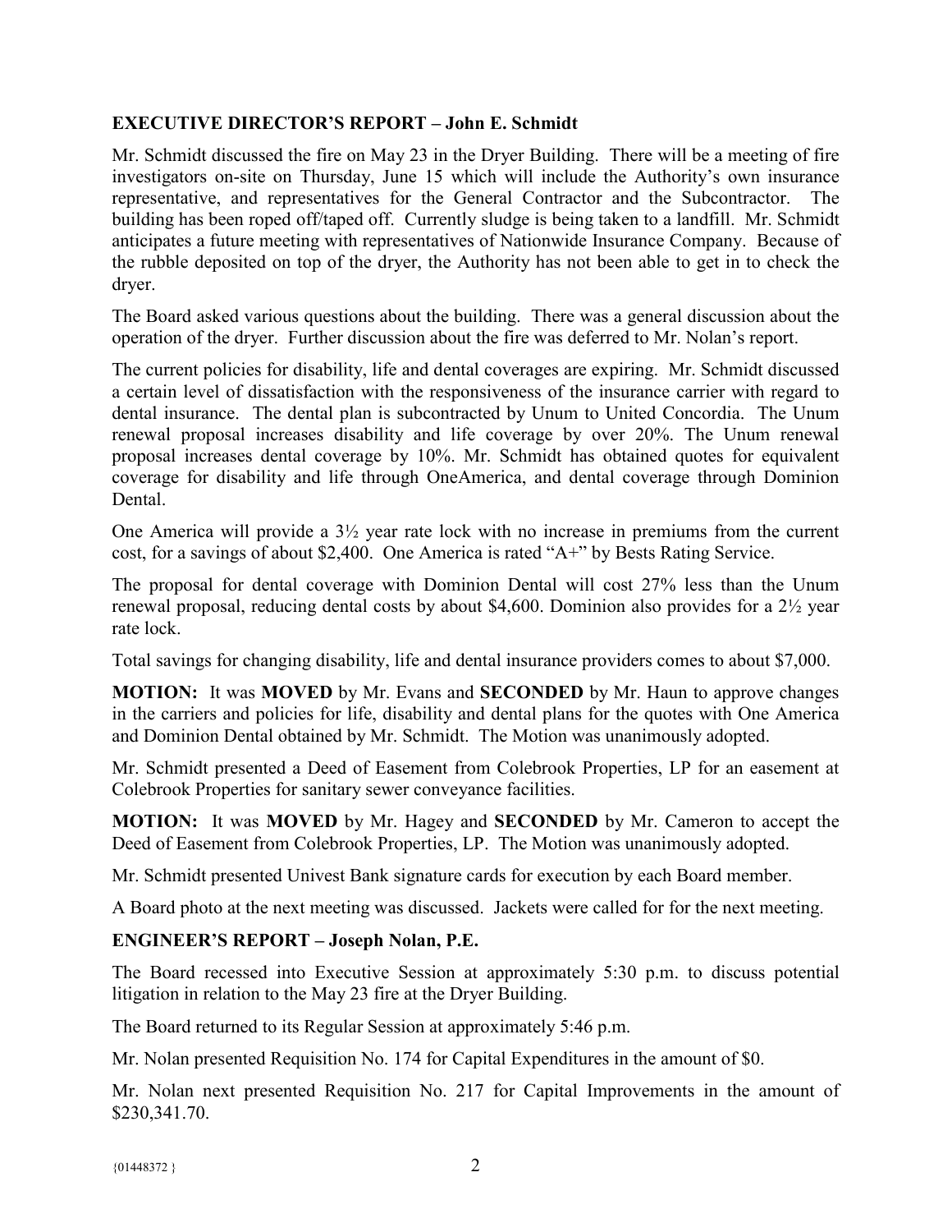## EXECUTIVE DIRECTOR'S REPORT – John E. Schmidt

Mr. Schmidt discussed the fire on May 23 in the Dryer Building. There will be a meeting of fire investigators on-site on Thursday, June 15 which will include the Authority's own insurance representative, and representatives for the General Contractor and the Subcontractor. The building has been roped off/taped off. Currently sludge is being taken to a landfill. Mr. Schmidt anticipates a future meeting with representatives of Nationwide Insurance Company. Because of the rubble deposited on top of the dryer, the Authority has not been able to get in to check the dryer.

The Board asked various questions about the building. There was a general discussion about the operation of the dryer. Further discussion about the fire was deferred to Mr. Nolan's report.

The current policies for disability, life and dental coverages are expiring. Mr. Schmidt discussed a certain level of dissatisfaction with the responsiveness of the insurance carrier with regard to dental insurance. The dental plan is subcontracted by Unum to United Concordia. The Unum renewal proposal increases disability and life coverage by over 20%. The Unum renewal proposal increases dental coverage by 10%. Mr. Schmidt has obtained quotes for equivalent coverage for disability and life through OneAmerica, and dental coverage through Dominion Dental.

One America will provide a 3½ year rate lock with no increase in premiums from the current cost, for a savings of about $2,400. One America is rated "A+" by Bests Rating Service.

The proposal for dental coverage with Dominion Dental will cost 27% less than the Unum renewal proposal, reducing dental costs by about $4,600. Dominion also provides for a 2½ year rate lock.

Total savings for changing disability, life and dental insurance providers comes to about $7,000.

**MOTION:** It was **MOVED** by Mr. Evans and **SECONDED** by Mr. Haun to approve changes in the carriers and policies for life, disability and dental plans for the quotes with One America and Dominion Dental obtained by Mr. Schmidt. The Motion was unanimously adopted.

Mr. Schmidt presented a Deed of Easement from Colebrook Properties, LP for an easement at Colebrook Properties for sanitary sewer conveyance facilities.

**MOTION:** It was **MOVED** by Mr. Hagey and **SECONDED** by Mr. Cameron to accept the Deed of Easement from Colebrook Properties, LP. The Motion was unanimously adopted.

Mr. Schmidt presented Univest Bank signature cards for execution by each Board member.

A Board photo at the next meeting was discussed. Jackets were called for for the next meeting.

## ENGINEER'S REPORT – Joseph Nolan, P.E.

The Board recessed into Executive Session at approximately 5:30 p.m. to discuss potential litigation in relation to the May 23 fire at the Dryer Building.

The Board returned to its Regular Session at approximately 5:46 p.m.

Mr. Nolan presented Requisition No. 174 for Capital Expenditures in the amount of $0.

Mr. Nolan next presented Requisition No. 217 for Capital Improvements in the amount of $230,341.70.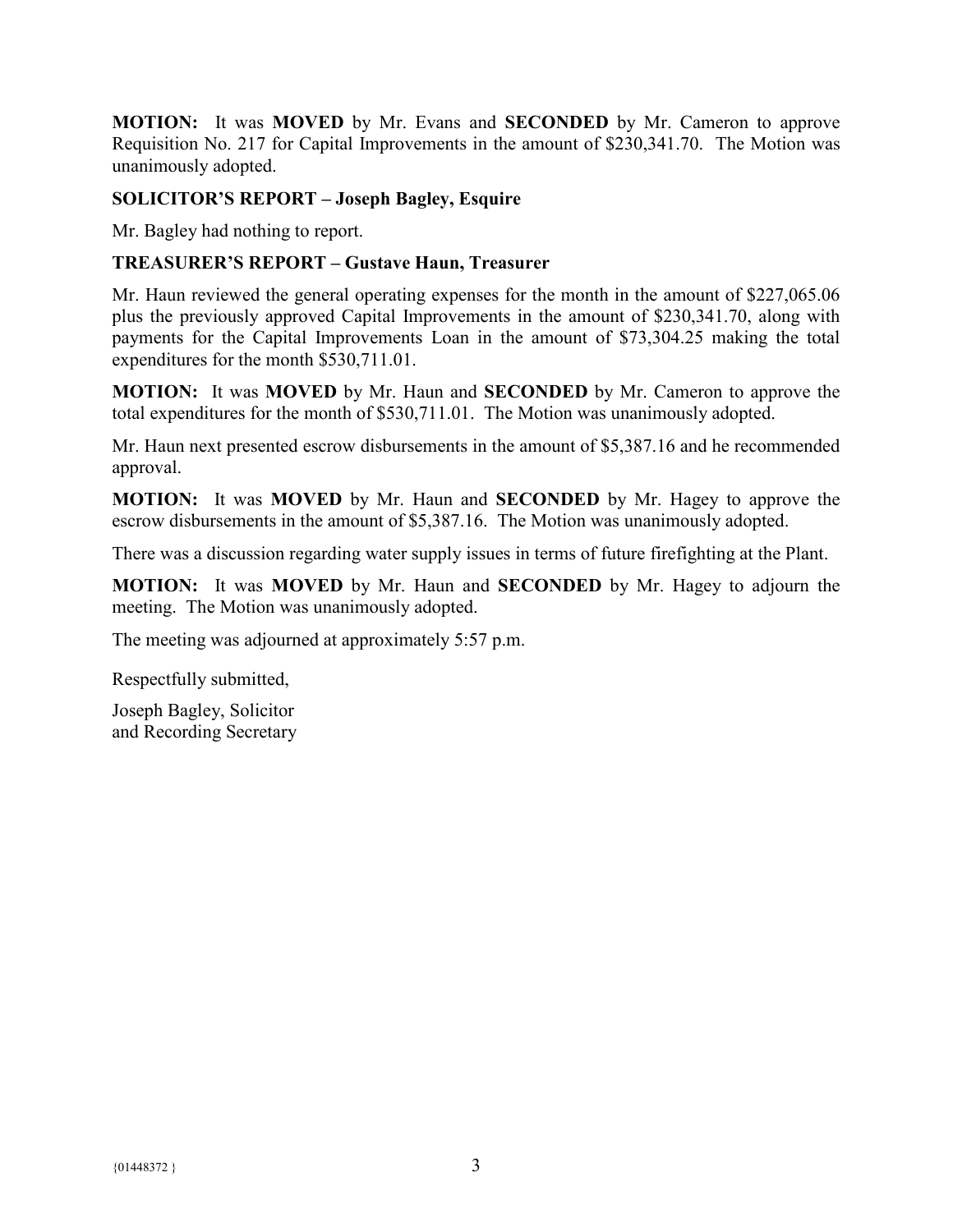**MOTION:** It was **MOVED** by Mr. Evans and **SECONDED** by Mr. Cameron to approve Requisition No. 217 for Capital Improvements in the amount of $230,341.70. The Motion was unanimously adopted.

**SOLICITOR'S REPORT – Joseph Bagley, Esquire**

Mr. Bagley had nothing to report.

**TREASURER'S REPORT – Gustave Haun, Treasurer**

Mr. Haun reviewed the general operating expenses for the month in the amount of $227,065.06 plus the previously approved Capital Improvements in the amount of $230,341.70, along with payments for the Capital Improvements Loan in the amount of $73,304.25 making the total expenditures for the month $530,711.01.

**MOTION:** It was **MOVED** by Mr. Haun and **SECONDED** by Mr. Cameron to approve the total expenditures for the month of $530,711.01. The Motion was unanimously adopted.

Mr. Haun next presented escrow disbursements in the amount of $5,387.16 and he recommended approval.

**MOTION:** It was **MOVED** by Mr. Haun and **SECONDED** by Mr. Hagey to approve the escrow disbursements in the amount of $5,387.16. The Motion was unanimously adopted.

There was a discussion regarding water supply issues in terms of future firefighting at the Plant.

**MOTION:** It was **MOVED** by Mr. Haun and **SECONDED** by Mr. Hagey to adjourn the meeting. The Motion was unanimously adopted.

The meeting was adjourned at approximately 5:57 p.m.

Respectfully submitted,

Joseph Bagley, Solicitor
and Recording Secretary

{01448372 }